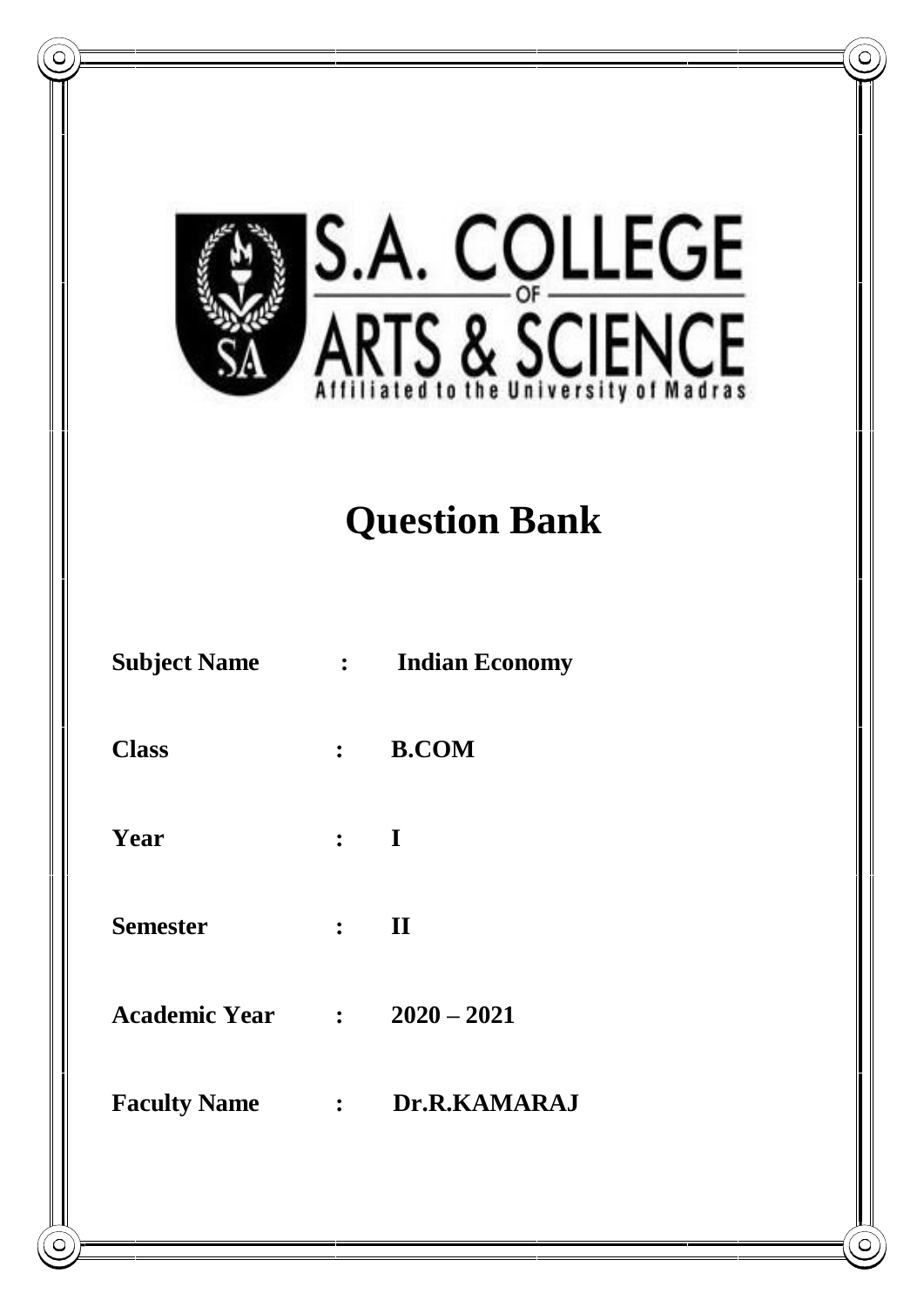S.A. COLLEGE OF ARTS & SCIENCE

Affiliated to the University of Madras

# Question Bank

| | | |
|---|---|---|
| **Subject Name** | **:** | **Indian Economy** |
| **Class** | **:** | **B.COM** |
| **Year** | **:** | **I** |
| **Semester** | **:** | **II** |
| **Academic Year** | **:** | **2020 – 2021** |
| **Faculty Name** | **:** | **Dr.R.KAMARAJ** |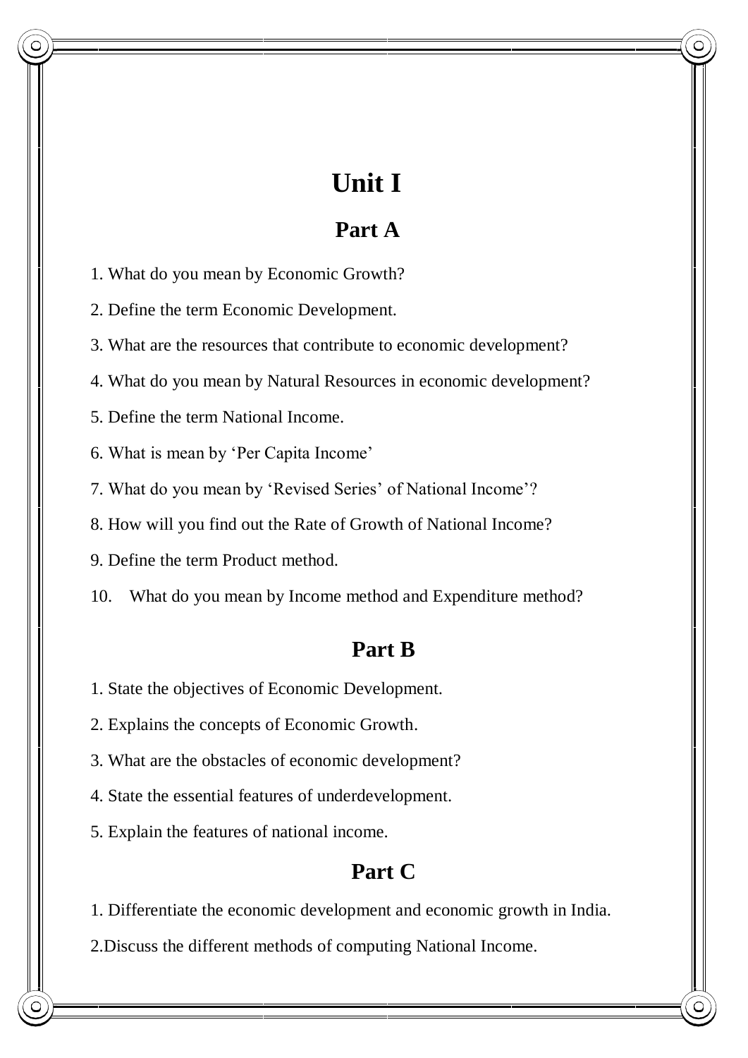# Unit I

## Part A

1. What do you mean by Economic Growth?
2. Define the term Economic Development.
3. What are the resources that contribute to economic development?
4. What do you mean by Natural Resources in economic development?
5. Define the term National Income.
6. What is mean by 'Per Capita Income'
7. What do you mean by 'Revised Series' of National Income'?
8. How will you find out the Rate of Growth of National Income?
9. Define the term Product method.
10. What do you mean by Income method and Expenditure method?

## Part B

1. State the objectives of Economic Development.
2. Explains the concepts of Economic Growth.
3. What are the obstacles of economic development?
4. State the essential features of underdevelopment.
5. Explain the features of national income.

## Part C

1. Differentiate the economic development and economic growth in India.
2. Discuss the different methods of computing National Income.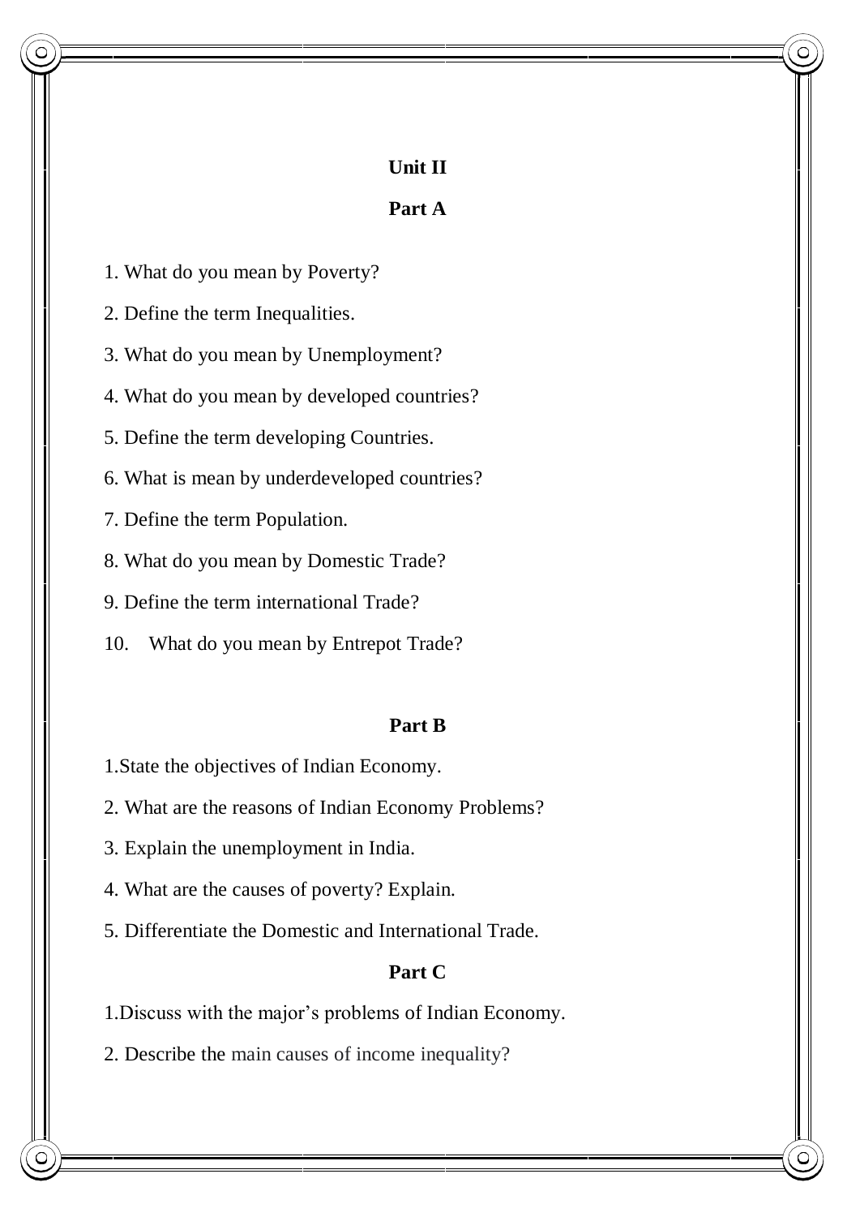## Unit II

### Part A

1. What do you mean by Poverty?
2. Define the term Inequalities.
3. What do you mean by Unemployment?
4. What do you mean by developed countries?
5. Define the term developing Countries.
6. What is mean by underdeveloped countries?
7. Define the term Population.
8. What do you mean by Domestic Trade?
9. Define the term international Trade?
10. What do you mean by Entrepot Trade?

### Part B

1. State the objectives of Indian Economy.
2. What are the reasons of Indian Economy Problems?
3. Explain the unemployment in India.
4. What are the causes of poverty? Explain.
5. Differentiate the Domestic and International Trade.

### Part C

1. Discuss with the major's problems of Indian Economy.
2. Describe the main causes of income inequality?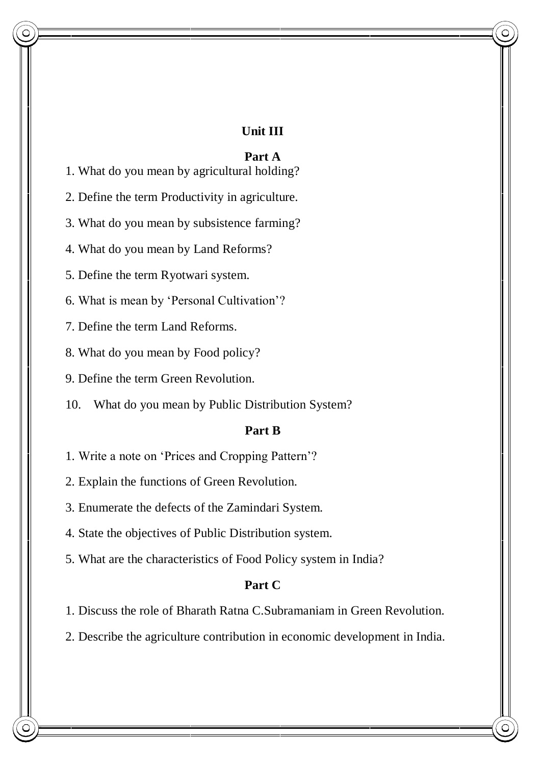## Unit III

### Part A

1. What do you mean by agricultural holding?
2. Define the term Productivity in agriculture.
3. What do you mean by subsistence farming?
4. What do you mean by Land Reforms?
5. Define the term Ryotwari system.
6. What is mean by 'Personal Cultivation'?
7. Define the term Land Reforms.
8. What do you mean by Food policy?
9. Define the term Green Revolution.
10. What do you mean by Public Distribution System?

### Part B

1. Write a note on 'Prices and Cropping Pattern'?
2. Explain the functions of Green Revolution.
3. Enumerate the defects of the Zamindari System.
4. State the objectives of Public Distribution system.
5. What are the characteristics of Food Policy system in India?

### Part C

1. Discuss the role of Bharath Ratna C.Subramaniam in Green Revolution.
2. Describe the agriculture contribution in economic development in India.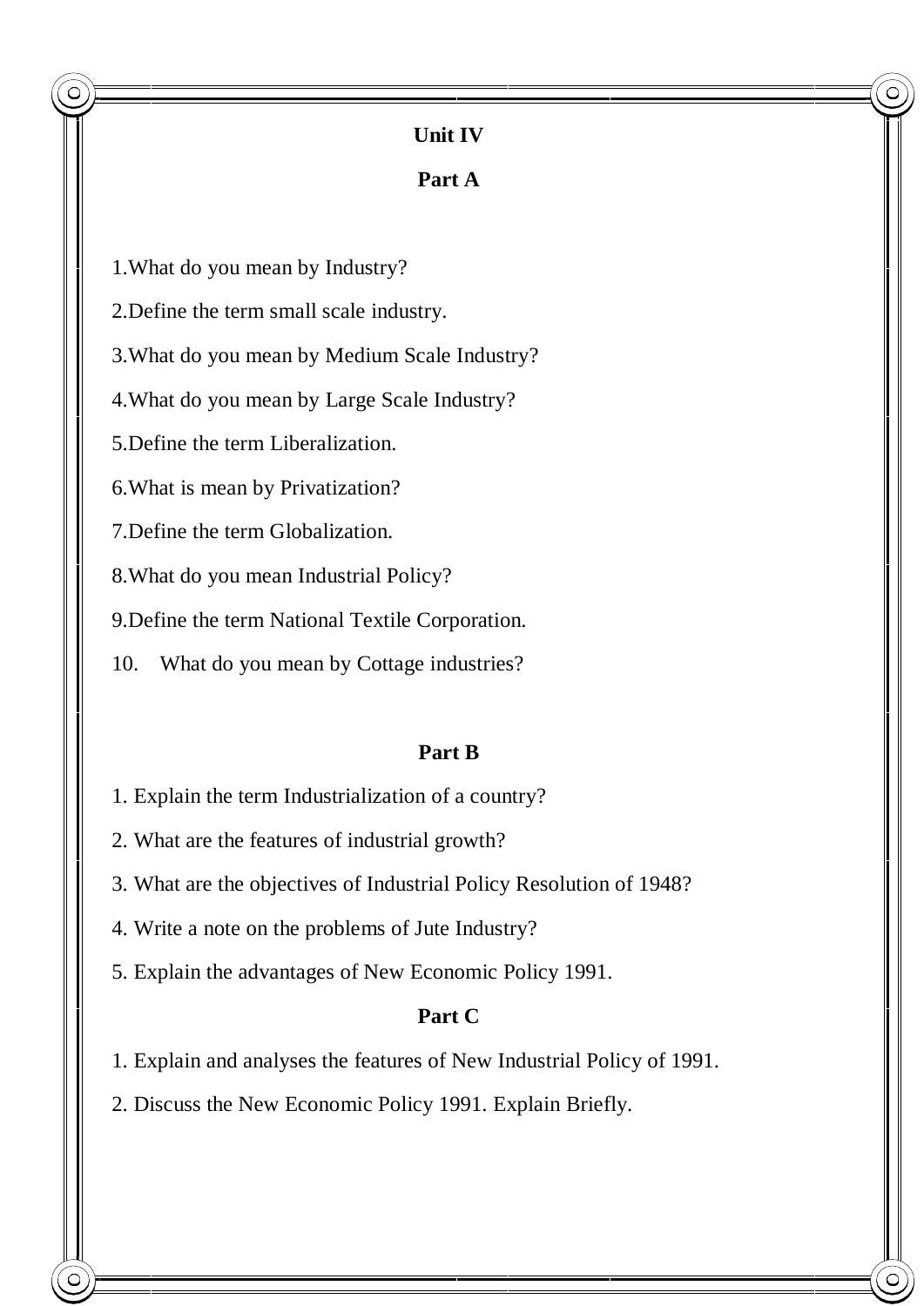## Unit IV

### Part A

1. What do you mean by Industry?
2. Define the term small scale industry.
3. What do you mean by Medium Scale Industry?
4. What do you mean by Large Scale Industry?
5. Define the term Liberalization.
6. What is mean by Privatization?
7. Define the term Globalization.
8. What do you mean Industrial Policy?
9. Define the term National Textile Corporation.
10. What do you mean by Cottage industries?

### Part B

1. Explain the term Industrialization of a country?
2. What are the features of industrial growth?
3. What are the objectives of Industrial Policy Resolution of 1948?
4. Write a note on the problems of Jute Industry?
5. Explain the advantages of New Economic Policy 1991.

### Part C

1. Explain and analyses the features of New Industrial Policy of 1991.
2. Discuss the New Economic Policy 1991. Explain Briefly.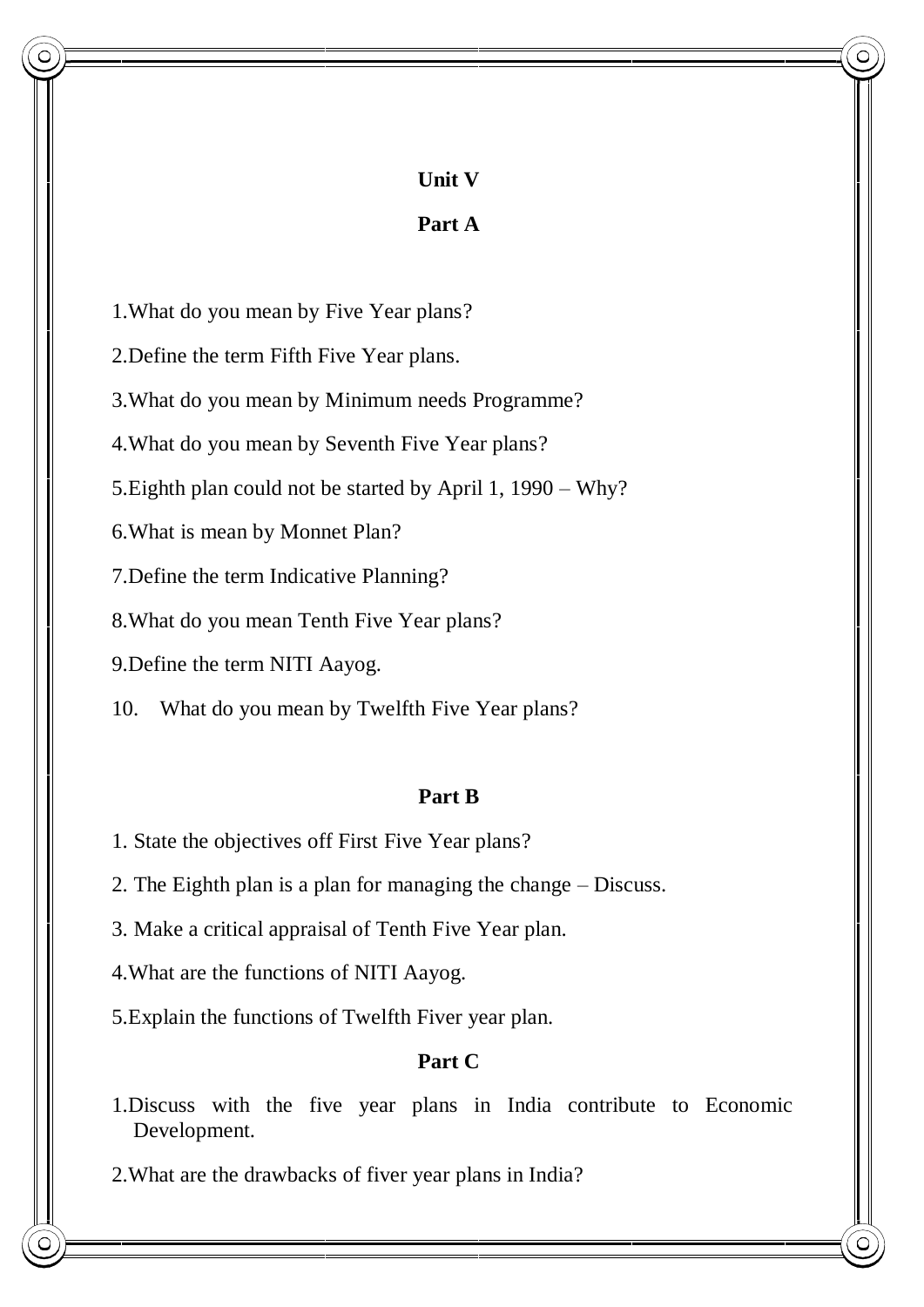## Unit V

### Part A

1. What do you mean by Five Year plans?
2. Define the term Fifth Five Year plans.
3. What do you mean by Minimum needs Programme?
4. What do you mean by Seventh Five Year plans?
5. Eighth plan could not be started by April 1, 1990 – Why?
6. What is mean by Monnet Plan?
7. Define the term Indicative Planning?
8. What do you mean Tenth Five Year plans?
9. Define the term NITI Aayog.
10. What do you mean by Twelfth Five Year plans?

### Part B

1. State the objectives off First Five Year plans?
2. The Eighth plan is a plan for managing the change – Discuss.
3. Make a critical appraisal of Tenth Five Year plan.
4. What are the functions of NITI Aayog.
5. Explain the functions of Twelfth Fiver year plan.

### Part C

1. Discuss with the five year plans in India contribute to Economic Development.
2. What are the drawbacks of fiver year plans in India?